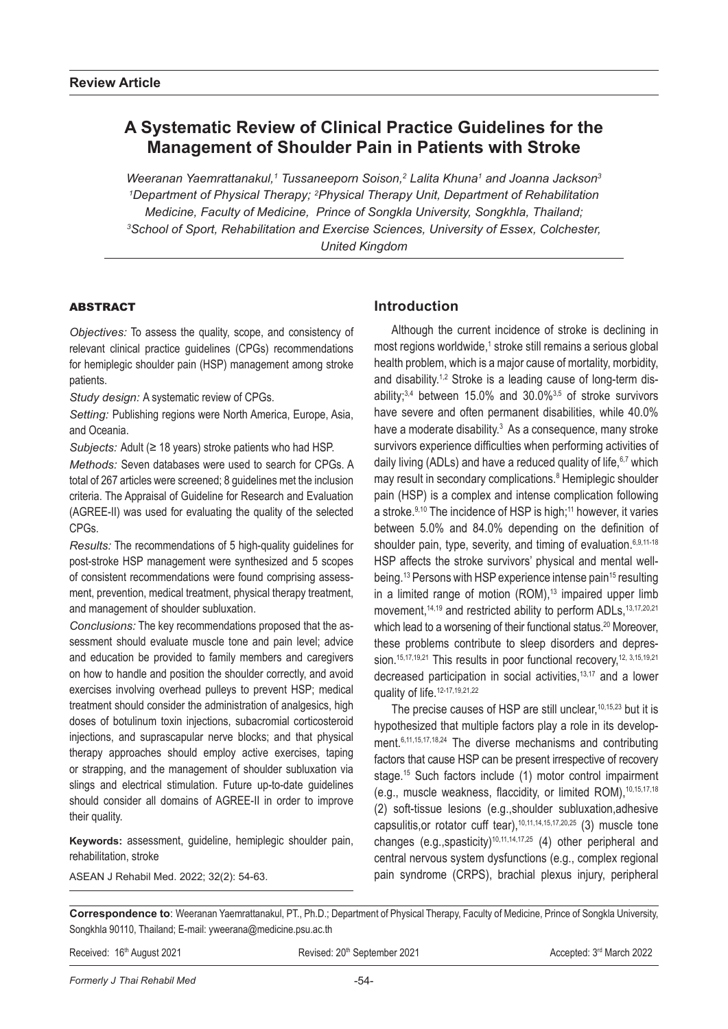**Review Article**

# A Systematic Review of Clinical Practice Guidelines for the Management of Shoulder Pain in Patients with Stroke

*Weeranan Yaemrattanakul,[1] Tussaneeporn Soison,[2] Lalita Khuna[1] and Joanna Jackson[3]*
*[1]Department of Physical Therapy; [2]Physical Therapy Unit, Department of Rehabilitation Medicine, Faculty of Medicine, Prince of Songkla University, Songkhla, Thailand;*
*[3]School of Sport, Rehabilitation and Exercise Sciences, University of Essex, Colchester, United Kingdom*

## ABSTRACT

*Objectives:* To assess the quality, scope, and consistency of relevant clinical practice guidelines (CPGs) recommendations for hemiplegic shoulder pain (HSP) management among stroke patients.

*Study design:* A systematic review of CPGs.

*Setting:* Publishing regions were North America, Europe, Asia, and Oceania.

*Subjects:* Adult (≥ 18 years) stroke patients who had HSP.

*Methods:* Seven databases were used to search for CPGs. A total of 267 articles were screened; 8 guidelines met the inclusion criteria. The Appraisal of Guideline for Research and Evaluation (AGREE-II) was used for evaluating the quality of the selected CPGs.

*Results:* The recommendations of 5 high-quality guidelines for post-stroke HSP management were synthesized and 5 scopes of consistent recommendations were found comprising assessment, prevention, medical treatment, physical therapy treatment, and management of shoulder subluxation.

*Conclusions:* The key recommendations proposed that the assessment should evaluate muscle tone and pain level; advice and education be provided to family members and caregivers on how to handle and position the shoulder correctly, and avoid exercises involving overhead pulleys to prevent HSP; medical treatment should consider the administration of analgesics, high doses of botulinum toxin injections, subacromial corticosteroid injections, and suprascapular nerve blocks; and that physical therapy approaches should employ active exercises, taping or strapping, and the management of shoulder subluxation via slings and electrical stimulation. Future up-to-date guidelines should consider all domains of AGREE-II in order to improve their quality.

**Keywords:** assessment, guideline, hemiplegic shoulder pain, rehabilitation, stroke

ASEAN J Rehabil Med. 2022; 32(2): 54-63.

## Introduction

Although the current incidence of stroke is declining in most regions worldwide,[1] stroke still remains a serious global health problem, which is a major cause of mortality, morbidity, and disability.[1,2] Stroke is a leading cause of long-term disability;[3,4] between 15.0% and 30.0%[3,5] of stroke survivors have severe and often permanent disabilities, while 40.0% have a moderate disability.[3] As a consequence, many stroke survivors experience difficulties when performing activities of daily living (ADLs) and have a reduced quality of life,[6,7] which may result in secondary complications.[8] Hemiplegic shoulder pain (HSP) is a complex and intense complication following a stroke.[9,10] The incidence of HSP is high;[11] however, it varies between 5.0% and 84.0% depending on the definition of shoulder pain, type, severity, and timing of evaluation.[6,9,11-18] HSP affects the stroke survivors' physical and mental well-being.[13] Persons with HSP experience intense pain[15] resulting in a limited range of motion (ROM),[13] impaired upper limb movement,[14,19] and restricted ability to perform ADLs,[13,17,20,21] which lead to a worsening of their functional status.[20] Moreover, these problems contribute to sleep disorders and depression.[15,17,19,21] This results in poor functional recovery,[12, 3,15,19,21] decreased participation in social activities,[13,17] and a lower quality of life.[12-17,19,21,22]

The precise causes of HSP are still unclear,[10,15,23] but it is hypothesized that multiple factors play a role in its development.[6,11,15,17,18,24] The diverse mechanisms and contributing factors that cause HSP can be present irrespective of recovery stage.[15] Such factors include (1) motor control impairment (e.g., muscle weakness, flaccidity, or limited ROM),[10,15,17,18] (2) soft-tissue lesions (e.g.,shoulder subluxation,adhesive capsulitis,or rotator cuff tear),[10,11,14,15,17,20,25] (3) muscle tone changes (e.g.,spasticity)[10,11,14,17,25] (4) other peripheral and central nervous system dysfunctions (e.g., complex regional pain syndrome (CRPS), brachial plexus injury, peripheral

**Correspondence to**: Weeranan Yaemrattanakul, PT., Ph.D.; Department of Physical Therapy, Faculty of Medicine, Prince of Songkla University, Songkhla 90110, Thailand; E-mail: yweerana@medicine.psu.ac.th

Received: 16th August 2021 Revised: 20th September 2021 Accepted: 3rd March 2022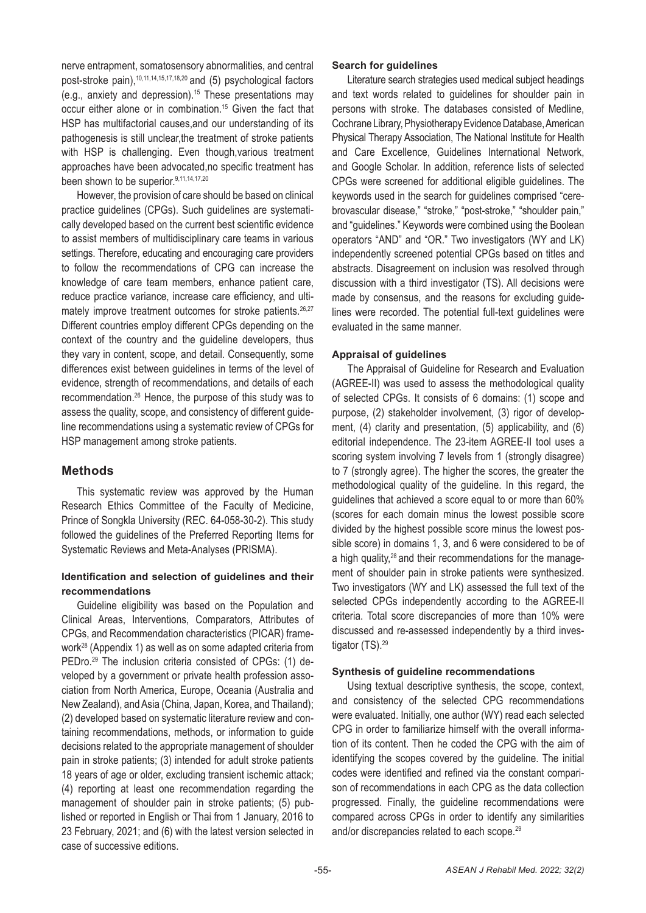nerve entrapment, somatosensory abnormalities, and central post-stroke pain),[10,11,14,15,17,18,20] and (5) psychological factors (e.g., anxiety and depression).[15] These presentations may occur either alone or in combination.[15] Given the fact that HSP has multifactorial causes,and our understanding of its pathogenesis is still unclear,the treatment of stroke patients with HSP is challenging. Even though,various treatment approaches have been advocated,no specific treatment has been shown to be superior.[9,11,14,17,20]

However, the provision of care should be based on clinical practice guidelines (CPGs). Such guidelines are systematically developed based on the current best scientific evidence to assist members of multidisciplinary care teams in various settings. Therefore, educating and encouraging care providers to follow the recommendations of CPG can increase the knowledge of care team members, enhance patient care, reduce practice variance, increase care efficiency, and ultimately improve treatment outcomes for stroke patients.[26,27] Different countries employ different CPGs depending on the context of the country and the guideline developers, thus they vary in content, scope, and detail. Consequently, some differences exist between guidelines in terms of the level of evidence, strength of recommendations, and details of each recommendation.[26] Hence, the purpose of this study was to assess the quality, scope, and consistency of different guideline recommendations using a systematic review of CPGs for HSP management among stroke patients.

## Methods

This systematic review was approved by the Human Research Ethics Committee of the Faculty of Medicine, Prince of Songkla University (REC. 64-058-30-2). This study followed the guidelines of the Preferred Reporting Items for Systematic Reviews and Meta-Analyses (PRISMA).

### Identification and selection of guidelines and their recommendations

Guideline eligibility was based on the Population and Clinical Areas, Interventions, Comparators, Attributes of CPGs, and Recommendation characteristics (PICAR) framework[28] (Appendix 1) as well as on some adapted criteria from PEDro.[29] The inclusion criteria consisted of CPGs: (1) developed by a government or private health profession association from North America, Europe, Oceania (Australia and New Zealand), and Asia (China, Japan, Korea, and Thailand); (2) developed based on systematic literature review and containing recommendations, methods, or information to guide decisions related to the appropriate management of shoulder pain in stroke patients; (3) intended for adult stroke patients 18 years of age or older, excluding transient ischemic attack; (4) reporting at least one recommendation regarding the management of shoulder pain in stroke patients; (5) published or reported in English or Thai from 1 January, 2016 to 23 February, 2021; and (6) with the latest version selected in case of successive editions.

### Search for guidelines

Literature search strategies used medical subject headings and text words related to guidelines for shoulder pain in persons with stroke. The databases consisted of Medline, Cochrane Library, Physiotherapy Evidence Database, American Physical Therapy Association, The National Institute for Health and Care Excellence, Guidelines International Network, and Google Scholar. In addition, reference lists of selected CPGs were screened for additional eligible guidelines. The keywords used in the search for guidelines comprised "cerebrovascular disease," "stroke," "post-stroke," "shoulder pain," and "guidelines." Keywords were combined using the Boolean operators "AND" and "OR." Two investigators (WY and LK) independently screened potential CPGs based on titles and abstracts. Disagreement on inclusion was resolved through discussion with a third investigator (TS). All decisions were made by consensus, and the reasons for excluding guidelines were recorded. The potential full-text guidelines were evaluated in the same manner.

### Appraisal of guidelines

The Appraisal of Guideline for Research and Evaluation (AGREE-II) was used to assess the methodological quality of selected CPGs. It consists of 6 domains: (1) scope and purpose, (2) stakeholder involvement, (3) rigor of development, (4) clarity and presentation, (5) applicability, and (6) editorial independence. The 23-item AGREE-II tool uses a scoring system involving 7 levels from 1 (strongly disagree) to 7 (strongly agree). The higher the scores, the greater the methodological quality of the guideline. In this regard, the guidelines that achieved a score equal to or more than 60% (scores for each domain minus the lowest possible score divided by the highest possible score minus the lowest possible score) in domains 1, 3, and 6 were considered to be of a high quality,[28] and their recommendations for the management of shoulder pain in stroke patients were synthesized. Two investigators (WY and LK) assessed the full text of the selected CPGs independently according to the AGREE-II criteria. Total score discrepancies of more than 10% were discussed and re-assessed independently by a third investigator (TS).[29]

### Synthesis of guideline recommendations

Using textual descriptive synthesis, the scope, context, and consistency of the selected CPG recommendations were evaluated. Initially, one author (WY) read each selected CPG in order to familiarize himself with the overall information of its content. Then he coded the CPG with the aim of identifying the scopes covered by the guideline. The initial codes were identified and refined via the constant comparison of recommendations in each CPG as the data collection progressed. Finally, the guideline recommendations were compared across CPGs in order to identify any similarities and/or discrepancies related to each scope.[29]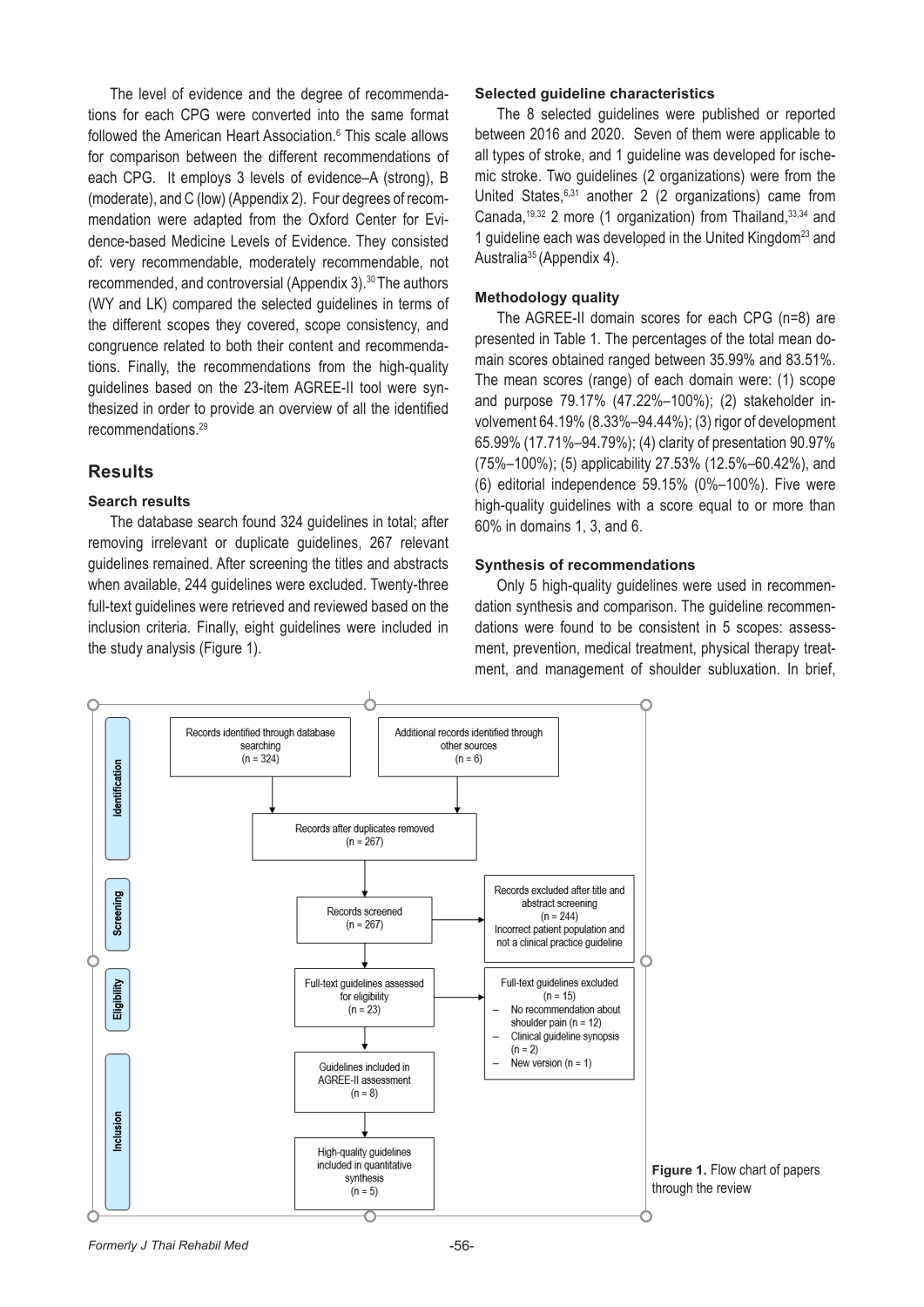The level of evidence and the degree of recommendations for each CPG were converted into the same format followed the American Heart Association.[6] This scale allows for comparison between the different recommendations of each CPG. It employs 3 levels of evidence–A (strong), B (moderate), and C (low) (Appendix 2). Four degrees of recommendation were adapted from the Oxford Center for Evidence-based Medicine Levels of Evidence. They consisted of: very recommendable, moderately recommendable, not recommended, and controversial (Appendix 3).[30] The authors (WY and LK) compared the selected guidelines in terms of the different scopes they covered, scope consistency, and congruence related to both their content and recommendations. Finally, the recommendations from the high-quality guidelines based on the 23-item AGREE-II tool were synthesized in order to provide an overview of all the identified recommendations.[29]

## Results

### Search results

The database search found 324 guidelines in total; after removing irrelevant or duplicate guidelines, 267 relevant guidelines remained. After screening the titles and abstracts when available, 244 guidelines were excluded. Twenty-three full-text guidelines were retrieved and reviewed based on the inclusion criteria. Finally, eight guidelines were included in the study analysis (Figure 1).

### Selected guideline characteristics

The 8 selected guidelines were published or reported between 2016 and 2020. Seven of them were applicable to all types of stroke, and 1 guideline was developed for ischemic stroke. Two guidelines (2 organizations) were from the United States,[6,31] another 2 (2 organizations) came from Canada,[19,32] 2 more (1 organization) from Thailand,[33,34] and 1 guideline each was developed in the United Kingdom[23] and Australia[35] (Appendix 4).

### Methodology quality

The AGREE-II domain scores for each CPG (n=8) are presented in Table 1. The percentages of the total mean domain scores obtained ranged between 35.99% and 83.51%. The mean scores (range) of each domain were: (1) scope and purpose 79.17% (47.22%–100%); (2) stakeholder involvement 64.19% (8.33%–94.44%); (3) rigor of development 65.99% (17.71%–94.79%); (4) clarity of presentation 90.97% (75%–100%); (5) applicability 27.53% (12.5%–60.42%), and (6) editorial independence 59.15% (0%–100%). Five were high-quality guidelines with a score equal to or more than 60% in domains 1, 3, and 6.

### Synthesis of recommendations

Only 5 high-quality guidelines were used in recommendation synthesis and comparison. The guideline recommendations were found to be consistent in 5 scopes: assessment, prevention, medical treatment, physical therapy treatment, and management of shoulder subluxation. In brief,

**Identification**

Records identified through database searching (n = 324)

Additional records identified through other sources (n = 6)

Records after duplicates removed (n = 267)

**Screening**

Records screened (n = 267)

Records excluded after title and abstract screening (n = 244) Incorrect patient population and not a clinical practice guideline

**Eligibility**

Full-text guidelines assessed for eligibility (n = 23)

Full-text guidelines excluded (n = 15)
- No recommendation about shoulder pain (n = 12)
- Clinical guideline synopsis (n = 2)
- New version (n = 1)

**Inclusion**

Guidelines included in AGREE-II assessment (n = 8)

High-quality guidelines included in quantitative synthesis (n = 5)

**Figure 1.** Flow chart of papers through the review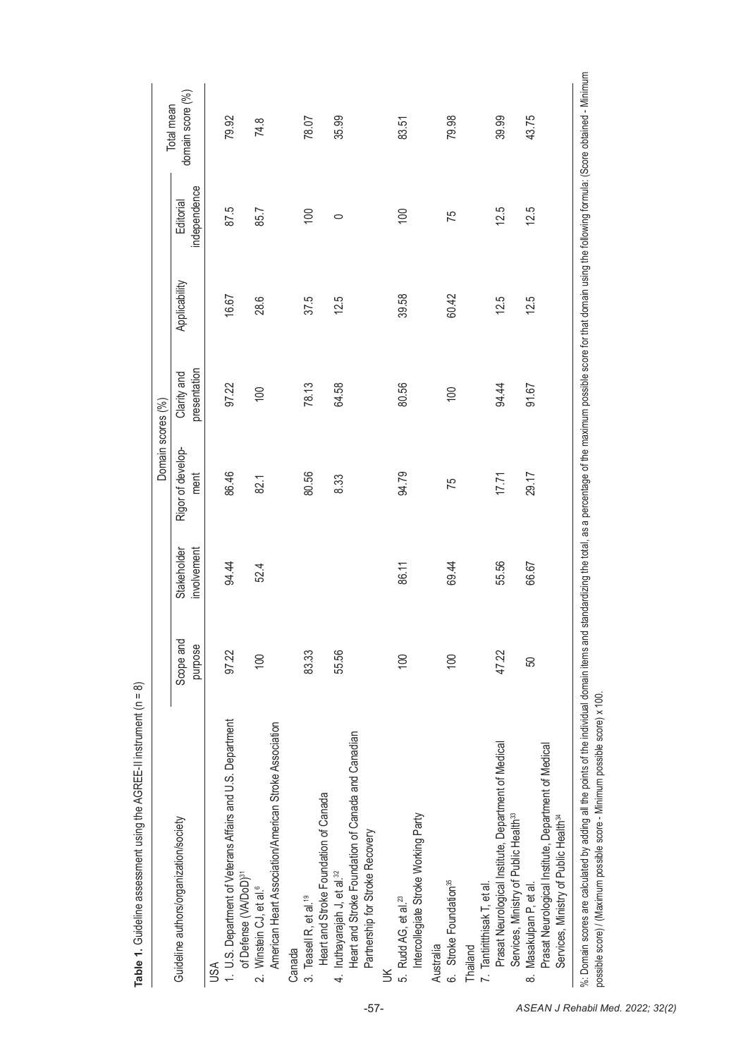**Table 1.** Guideline assessment using the AGREE-II instrument (n = 8)

| Guideline authors/organization/society | Domain scores (%) | | | | | | Total mean domain score (%) |
|---|---|---|---|---|---|---|---|
| | Scope and purpose | Stakeholder involvement | Rigor of development | Clarity and presentation | Applicability | Editorial independence | |
| **USA** | | | | | | | |
| 1. U.S. Department of Veterans Affairs and U.S. Department of Defense (VA/DoD)[31] | 97.22 | 94.44 | 86.46 | 97.22 | 16.67 | 87.5 | 79.92 |
| 2. Winstein CJ, et al.[6] American Heart Association/American Stroke Association | 100 | 52.4 | 82.1 | 100 | 28.6 | 85.7 | 74.8 |
| **Canada** | | | | | | | |
| 3. Teasell R, et al.[19] Heart and Stroke Foundation of Canada | 83.33 | | 80.56 | 78.13 | 37.5 | 100 | 78.07 |
| 4. Iruthayarajah J, et al.[32] Heart and Stroke Foundation of Canada and Canadian Partnership for Stroke Recovery | 55.56 | | 8.33 | 64.58 | 12.5 | 0 | 35.99 |
| **UK** | | | | | | | |
| 5. Rudd AG, et al.[23] Intercollegiate Stroke Working Party | 100 | 86.11 | 94.79 | 80.56 | 39.58 | 100 | 83.51 |
| **Australia** | | | | | | | |
| 6. Stroke Foundation[35] | 100 | 69.44 | 75 | 100 | 60.42 | 75 | 79.98 |
| **Thailand** | | | | | | | |
| 7. Tantiritthisak T, et al. Prasat Neurological Institute, Department of Medical Services, Ministry of Public Health[33] | 47.22 | 55.56 | 17.71 | 94.44 | 12.5 | 12.5 | 39.99 |
| 8. Masakulpan P, et al. Prasat Neurological Institute, Department of Medical Services, Ministry of Public Health[34] | 50 | 66.67 | 29.17 | 91.67 | 12.5 | 12.5 | 43.75 |

%: Domain scores are calculated by adding all the points of the individual domain items and standardizing the total, as a percentage of the maximum possible score for that domain using the following formula: (Score obtained - Minimum possible score) / (Maximum possible score - Minimum possible score) x 100.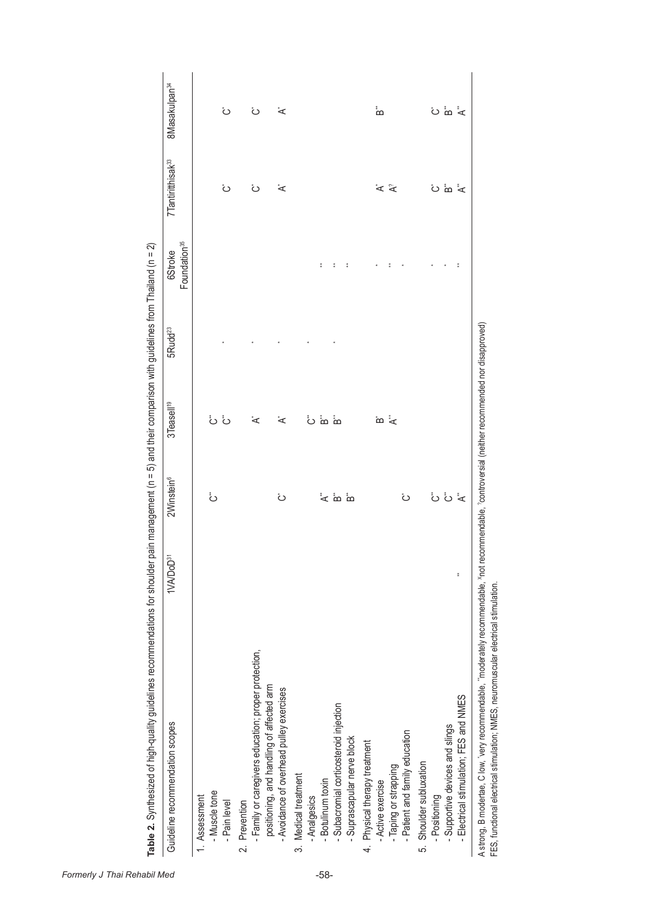**Table 2.** Synthesized of high-quality guidelines recommendations for shoulder pain management (n = 5) and their comparison with guidelines from Thailand (n = 2)

| Guideline recommendation scopes | 1VA/DoD[31] | 2Winstein[6] | 3Teasell[19] | 5Rudd[23] | 6Stroke Foundation[35] | 7Tantiritthisak[33] | 8Masakulpan[34] |
|---|---|---|---|---|---|---|---|
| 1. Assessment | | | | | | | |
| - Muscle tone | | C** | C** | | | | |
| - Pain level | | | C** | * | | C* | C* |
| 2. Prevention | | | | | | | |
| - Family or caregivers education; proper protection, positioning, and handling of affected arm | | | A* | * | | C* | C* |
| - Avoidance of overhead pulley exercises | | C* | A* | * | | A* | A* |
| 3. Medical treatment | | | | | | | |
| - Analgesics | | | C** | * | | | |
| - Botulinum toxin | | A** | B** | | ** | | |
| - Subacromial corticosteroid injection | | B** | B** | * | ** | | |
| - Suprascapular nerve block | | B** | | | ** | | |
| 4. Physical therapy treatment | | | | | | | |
| - Active exercise | | | B* | | * | A* | B** |
| - Taping or strapping | | | A** | | ** | A? | |
| - Patient and family education | | C* | | | * | | |
| 5. Shoulder subluxation | | | | | | | |
| - Positioning | | C** | | | * | C* | C* |
| - Supportive devices and slings | | C** | | | * | B** | B** |
| - Electrical stimulation; FES and NMES | ** | A** | | | ** | A** | A** |

A strong, B modertae, C low, *very recommendable, **moderately recommendable, Xnot recommendable, ?controversial (neither recommended nor disapproved)
FES, functional electrical stimulation; NMES, neuromuscular electrical stimulation.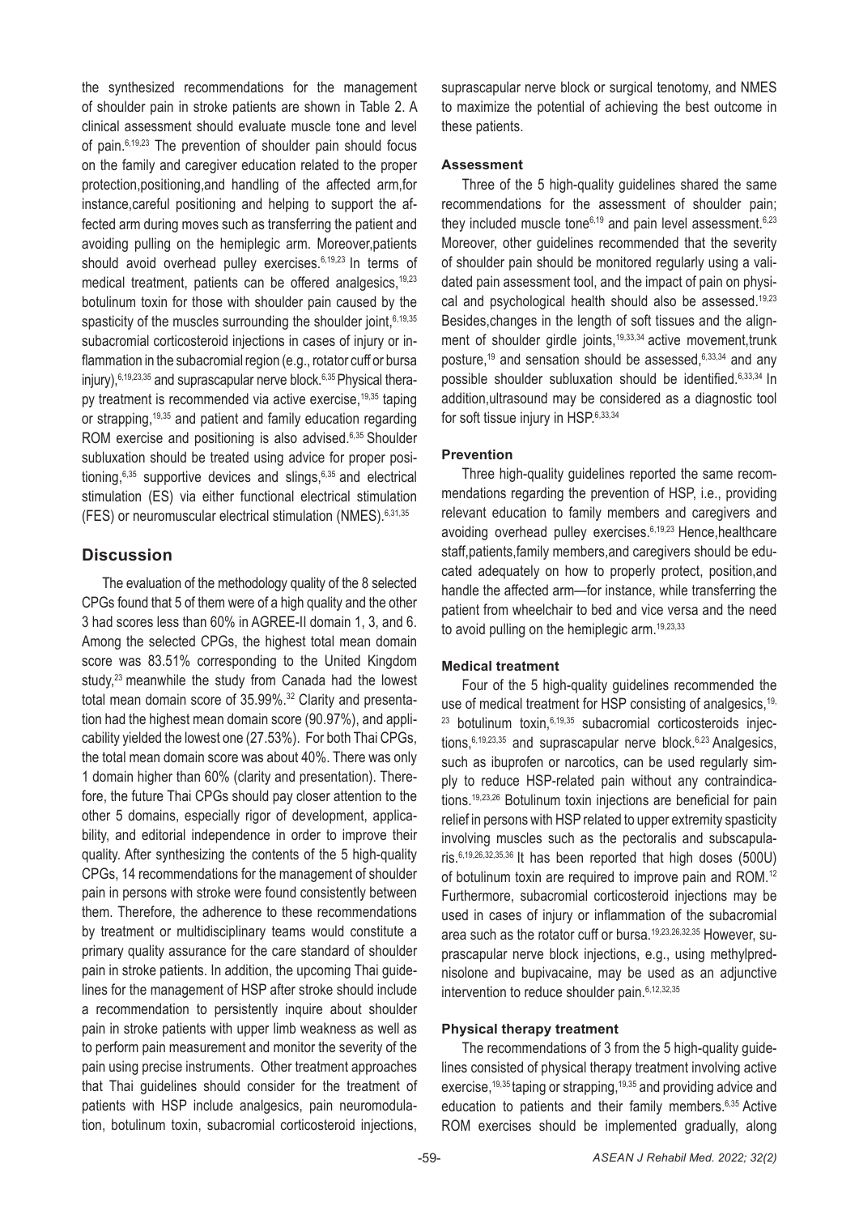the synthesized recommendations for the management of shoulder pain in stroke patients are shown in Table 2. A clinical assessment should evaluate muscle tone and level of pain.[6,19,23] The prevention of shoulder pain should focus on the family and caregiver education related to the proper protection,positioning,and handling of the affected arm,for instance,careful positioning and helping to support the affected arm during moves such as transferring the patient and avoiding pulling on the hemiplegic arm. Moreover,patients should avoid overhead pulley exercises.[6,19,23] In terms of medical treatment, patients can be offered analgesics,[19,23] botulinum toxin for those with shoulder pain caused by the spasticity of the muscles surrounding the shoulder joint,[6,19,35] subacromial corticosteroid injections in cases of injury or inflammation in the subacromial region (e.g., rotator cuff or bursa injury),[6,19,23,35] and suprascapular nerve block.[6,35] Physical therapy treatment is recommended via active exercise,[19,35] taping or strapping,[19,35] and patient and family education regarding ROM exercise and positioning is also advised.[6,35] Shoulder subluxation should be treated using advice for proper positioning,[6,35] supportive devices and slings,[6,35] and electrical stimulation (ES) via either functional electrical stimulation (FES) or neuromuscular electrical stimulation (NMES).[6,31,35]

## Discussion

The evaluation of the methodology quality of the 8 selected CPGs found that 5 of them were of a high quality and the other 3 had scores less than 60% in AGREE-II domain 1, 3, and 6. Among the selected CPGs, the highest total mean domain score was 83.51% corresponding to the United Kingdom study,[23] meanwhile the study from Canada had the lowest total mean domain score of 35.99%.[32] Clarity and presentation had the highest mean domain score (90.97%), and applicability yielded the lowest one (27.53%). For both Thai CPGs, the total mean domain score was about 40%. There was only 1 domain higher than 60% (clarity and presentation). Therefore, the future Thai CPGs should pay closer attention to the other 5 domains, especially rigor of development, applicability, and editorial independence in order to improve their quality. After synthesizing the contents of the 5 high-quality CPGs, 14 recommendations for the management of shoulder pain in persons with stroke were found consistently between them. Therefore, the adherence to these recommendations by treatment or multidisciplinary teams would constitute a primary quality assurance for the care standard of shoulder pain in stroke patients. In addition, the upcoming Thai guidelines for the management of HSP after stroke should include a recommendation to persistently inquire about shoulder pain in stroke patients with upper limb weakness as well as to perform pain measurement and monitor the severity of the pain using precise instruments. Other treatment approaches that Thai guidelines should consider for the treatment of patients with HSP include analgesics, pain neuromodulation, botulinum toxin, subacromial corticosteroid injections, suprascapular nerve block or surgical tenotomy, and NMES to maximize the potential of achieving the best outcome in these patients.

### Assessment

Three of the 5 high-quality guidelines shared the same recommendations for the assessment of shoulder pain; they included muscle tone[6,19] and pain level assessment.[6,23] Moreover, other guidelines recommended that the severity of shoulder pain should be monitored regularly using a validated pain assessment tool, and the impact of pain on physical and psychological health should also be assessed.[19,23] Besides,changes in the length of soft tissues and the alignment of shoulder girdle joints,[19,33,34] active movement,trunk posture,[19] and sensation should be assessed,[6,33,34] and any possible shoulder subluxation should be identified.[6,33,34] In addition,ultrasound may be considered as a diagnostic tool for soft tissue injury in HSP.[6,33,34]

### Prevention

Three high-quality guidelines reported the same recommendations regarding the prevention of HSP, i.e., providing relevant education to family members and caregivers and avoiding overhead pulley exercises.[6,19,23] Hence,healthcare staff,patients,family members,and caregivers should be educated adequately on how to properly protect, position,and handle the affected arm—for instance, while transferring the patient from wheelchair to bed and vice versa and the need to avoid pulling on the hemiplegic arm.[19,23,33]

### Medical treatment

Four of the 5 high-quality guidelines recommended the use of medical treatment for HSP consisting of analgesics,[19,23] botulinum toxin,[6,19,35] subacromial corticosteroids injections,[6,19,23,35] and suprascapular nerve block.[6,23] Analgesics, such as ibuprofen or narcotics, can be used regularly simply to reduce HSP-related pain without any contraindications.[19,23,26] Botulinum toxin injections are beneficial for pain relief in persons with HSP related to upper extremity spasticity involving muscles such as the pectoralis and subscapularis.[6,19,26,32,35,36] It has been reported that high doses (500U) of botulinum toxin are required to improve pain and ROM.[12] Furthermore, subacromial corticosteroid injections may be used in cases of injury or inflammation of the subacromial area such as the rotator cuff or bursa.[19,23,26,32,35] However, suprascapular nerve block injections, e.g., using methylprednisolone and bupivacaine, may be used as an adjunctive intervention to reduce shoulder pain.[6,12,32,35]

### Physical therapy treatment

The recommendations of 3 from the 5 high-quality guidelines consisted of physical therapy treatment involving active exercise,[19,35] taping or strapping,[19,35] and providing advice and education to patients and their family members.[6,35] Active ROM exercises should be implemented gradually, along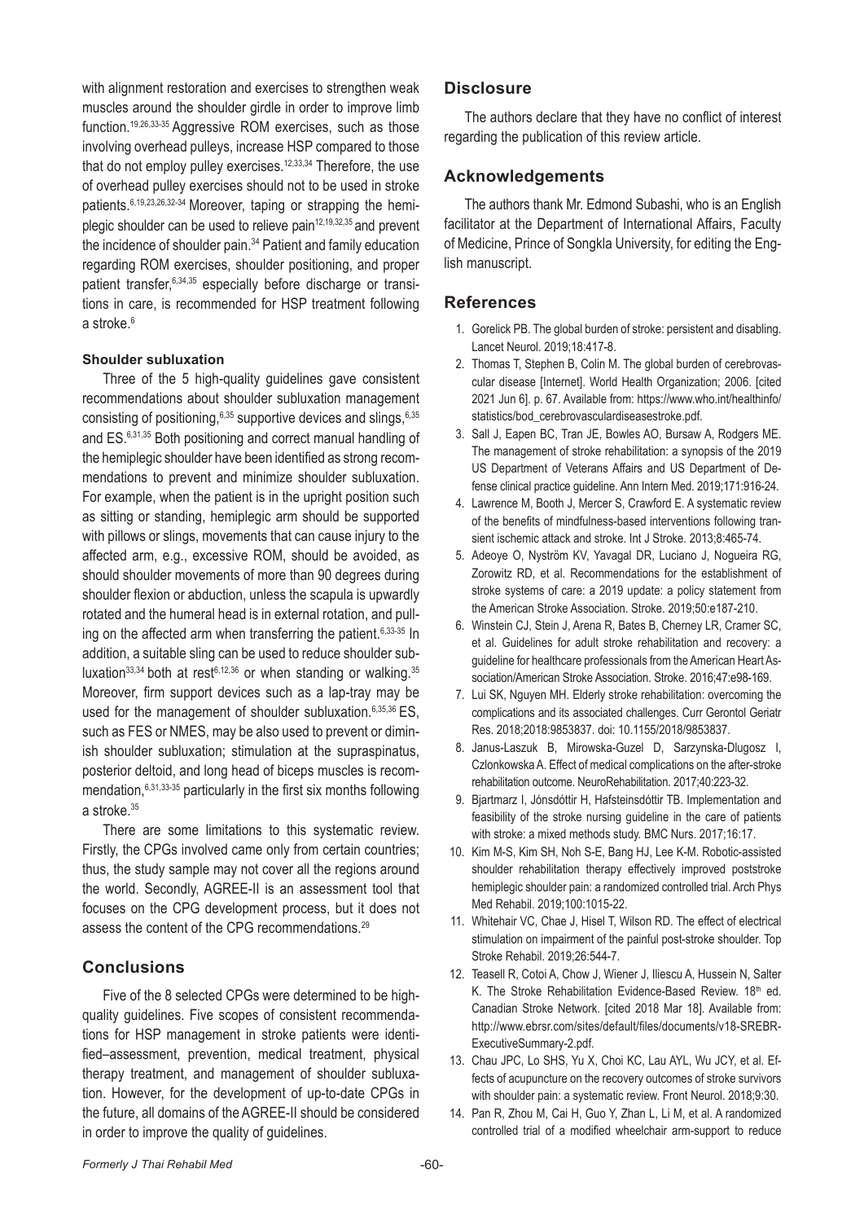with alignment restoration and exercises to strengthen weak muscles around the shoulder girdle in order to improve limb function.[19,26,33-35] Aggressive ROM exercises, such as those involving overhead pulleys, increase HSP compared to those that do not employ pulley exercises.[12,33,34] Therefore, the use of overhead pulley exercises should not to be used in stroke patients.[6,19,23,26,32-34] Moreover, taping or strapping the hemiplegic shoulder can be used to relieve pain[12,19,32,35] and prevent the incidence of shoulder pain.[34] Patient and family education regarding ROM exercises, shoulder positioning, and proper patient transfer,[6,34,35] especially before discharge or transitions in care, is recommended for HSP treatment following a stroke.[6]

#### Shoulder subluxation

Three of the 5 high-quality guidelines gave consistent recommendations about shoulder subluxation management consisting of positioning,[6,35] supportive devices and slings,[6,35] and ES.[6,31,35] Both positioning and correct manual handling of the hemiplegic shoulder have been identified as strong recommendations to prevent and minimize shoulder subluxation. For example, when the patient is in the upright position such as sitting or standing, hemiplegic arm should be supported with pillows or slings, movements that can cause injury to the affected arm, e.g., excessive ROM, should be avoided, as should shoulder movements of more than 90 degrees during shoulder flexion or abduction, unless the scapula is upwardly rotated and the humeral head is in external rotation, and pulling on the affected arm when transferring the patient.[6,33-35] In addition, a suitable sling can be used to reduce shoulder subluxation[33,34] both at rest[6,12,36] or when standing or walking.[35] Moreover, firm support devices such as a lap-tray may be used for the management of shoulder subluxation.[6,35,36] ES, such as FES or NMES, may be also used to prevent or diminish shoulder subluxation; stimulation at the supraspinatus, posterior deltoid, and long head of biceps muscles is recommendation,[6,31,33-35] particularly in the first six months following a stroke.[35]

There are some limitations to this systematic review. Firstly, the CPGs involved came only from certain countries; thus, the study sample may not cover all the regions around the world. Secondly, AGREE-II is an assessment tool that focuses on the CPG development process, but it does not assess the content of the CPG recommendations.[29]

## Conclusions

Five of the 8 selected CPGs were determined to be high-quality guidelines. Five scopes of consistent recommendations for HSP management in stroke patients were identified–assessment, prevention, medical treatment, physical therapy treatment, and management of shoulder subluxation. However, for the development of up-to-date CPGs in the future, all domains of the AGREE-II should be considered in order to improve the quality of guidelines.

## Disclosure

The authors declare that they have no conflict of interest regarding the publication of this review article.

## Acknowledgements

The authors thank Mr. Edmond Subashi, who is an English facilitator at the Department of International Affairs, Faculty of Medicine, Prince of Songkla University, for editing the English manuscript.

## References

1. Gorelick PB. The global burden of stroke: persistent and disabling. Lancet Neurol. 2019;18:417-8.
2. Thomas T, Stephen B, Colin M. The global burden of cerebrovascular disease [Internet]. World Health Organization; 2006. [cited 2021 Jun 6]. p. 67. Available from: https://www.who.int/healthinfo/statistics/bod_cerebrovasculardiseasestroke.pdf.
3. Sall J, Eapen BC, Tran JE, Bowles AO, Bursaw A, Rodgers ME. The management of stroke rehabilitation: a synopsis of the 2019 US Department of Veterans Affairs and US Department of Defense clinical practice guideline. Ann Intern Med. 2019;171:916-24.
4. Lawrence M, Booth J, Mercer S, Crawford E. A systematic review of the benefits of mindfulness-based interventions following transient ischemic attack and stroke. Int J Stroke. 2013;8:465-74.
5. Adeoye O, Nyström KV, Yavagal DR, Luciano J, Nogueira RG, Zorowitz RD, et al. Recommendations for the establishment of stroke systems of care: a 2019 update: a policy statement from the American Stroke Association. Stroke. 2019;50:e187-210.
6. Winstein CJ, Stein J, Arena R, Bates B, Cherney LR, Cramer SC, et al. Guidelines for adult stroke rehabilitation and recovery: a guideline for healthcare professionals from the American Heart Association/American Stroke Association. Stroke. 2016;47:e98-169.
7. Lui SK, Nguyen MH. Elderly stroke rehabilitation: overcoming the complications and its associated challenges. Curr Gerontol Geriatr Res. 2018;2018:9853837. doi: 10.1155/2018/9853837.
8. Janus-Laszuk B, Mirowska-Guzel D, Sarzynska-Dlugosz I, Czlonkowska A. Effect of medical complications on the after-stroke rehabilitation outcome. NeuroRehabilitation. 2017;40:223-32.
9. Bjartmarz I, Jónsdóttir H, Hafsteinsdóttir TB. Implementation and feasibility of the stroke nursing guideline in the care of patients with stroke: a mixed methods study. BMC Nurs. 2017;16:17.
10. Kim M-S, Kim SH, Noh S-E, Bang HJ, Lee K-M. Robotic-assisted shoulder rehabilitation therapy effectively improved poststroke hemiplegic shoulder pain: a randomized controlled trial. Arch Phys Med Rehabil. 2019;100:1015-22.
11. Whitehair VC, Chae J, Hisel T, Wilson RD. The effect of electrical stimulation on impairment of the painful post-stroke shoulder. Top Stroke Rehabil. 2019;26:544-7.
12. Teasell R, Cotoi A, Chow J, Wiener J, Iliescu A, Hussein N, Salter K. The Stroke Rehabilitation Evidence-Based Review. 18th ed. Canadian Stroke Network. [cited 2018 Mar 18]. Available from: http://www.ebrsr.com/sites/default/files/documents/v18-SREBR-ExecutiveSummary-2.pdf.
13. Chau JPC, Lo SHS, Yu X, Choi KC, Lau AYL, Wu JCY, et al. Effects of acupuncture on the recovery outcomes of stroke survivors with shoulder pain: a systematic review. Front Neurol. 2018;9:30.
14. Pan R, Zhou M, Cai H, Guo Y, Zhan L, Li M, et al. A randomized controlled trial of a modified wheelchair arm-support to reduce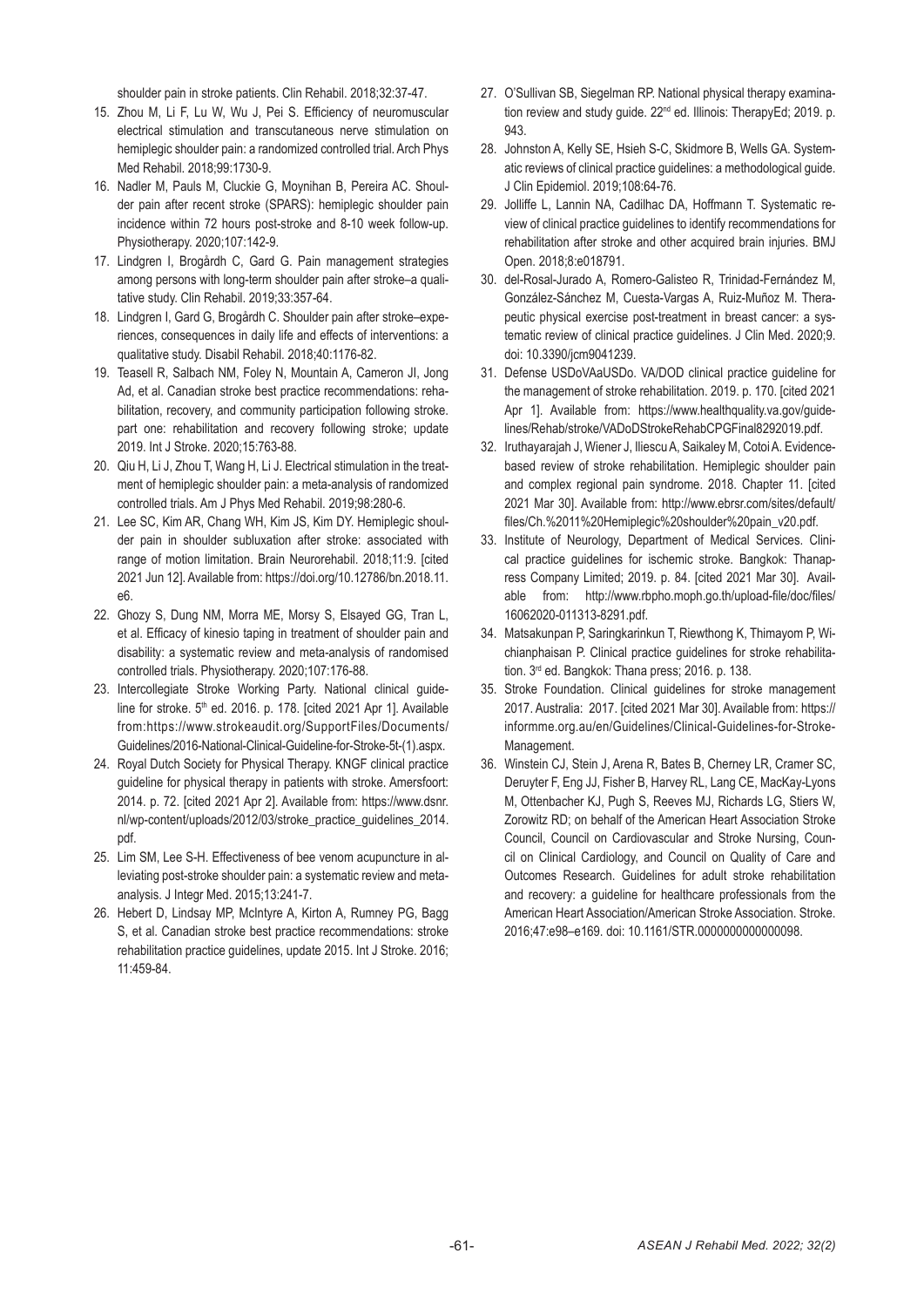shoulder pain in stroke patients. Clin Rehabil. 2018;32:37-47.

15. Zhou M, Li F, Lu W, Wu J, Pei S. Efficiency of neuromuscular electrical stimulation and transcutaneous nerve stimulation on hemiplegic shoulder pain: a randomized controlled trial. Arch Phys Med Rehabil. 2018;99:1730-9.
16. Nadler M, Pauls M, Cluckie G, Moynihan B, Pereira AC. Shoulder pain after recent stroke (SPARS): hemiplegic shoulder pain incidence within 72 hours post-stroke and 8-10 week follow-up. Physiotherapy. 2020;107:142-9.
17. Lindgren I, Brogårdh C, Gard G. Pain management strategies among persons with long-term shoulder pain after stroke–a qualitative study. Clin Rehabil. 2019;33:357-64.
18. Lindgren I, Gard G, Brogårdh C. Shoulder pain after stroke–experiences, consequences in daily life and effects of interventions: a qualitative study. Disabil Rehabil. 2018;40:1176-82.
19. Teasell R, Salbach NM, Foley N, Mountain A, Cameron JI, Jong Ad, et al. Canadian stroke best practice recommendations: rehabilitation, recovery, and community participation following stroke. part one: rehabilitation and recovery following stroke; update 2019. Int J Stroke. 2020;15:763-88.
20. Qiu H, Li J, Zhou T, Wang H, Li J. Electrical stimulation in the treatment of hemiplegic shoulder pain: a meta-analysis of randomized controlled trials. Am J Phys Med Rehabil. 2019;98:280-6.
21. Lee SC, Kim AR, Chang WH, Kim JS, Kim DY. Hemiplegic shoulder pain in shoulder subluxation after stroke: associated with range of motion limitation. Brain Neurorehabil. 2018;11:9. [cited 2021 Jun 12]. Available from: https://doi.org/10.12786/bn.2018.11.e6.
22. Ghozy S, Dung NM, Morra ME, Morsy S, Elsayed GG, Tran L, et al. Efficacy of kinesio taping in treatment of shoulder pain and disability: a systematic review and meta-analysis of randomised controlled trials. Physiotherapy. 2020;107:176-88.
23. Intercollegiate Stroke Working Party. National clinical guideline for stroke. 5th ed. 2016. p. 178. [cited 2021 Apr 1]. Available from:https://www.strokeaudit.org/SupportFiles/Documents/Guidelines/2016-National-Clinical-Guideline-for-Stroke-5t-(1).aspx.
24. Royal Dutch Society for Physical Therapy. KNGF clinical practice guideline for physical therapy in patients with stroke. Amersfoort: 2014. p. 72. [cited 2021 Apr 2]. Available from: https://www.dsnr.nl/wp-content/uploads/2012/03/stroke_practice_guidelines_2014.pdf.
25. Lim SM, Lee S-H. Effectiveness of bee venom acupuncture in alleviating post-stroke shoulder pain: a systematic review and meta-analysis. J Integr Med. 2015;13:241-7.
26. Hebert D, Lindsay MP, McIntyre A, Kirton A, Rumney PG, Bagg S, et al. Canadian stroke best practice recommendations: stroke rehabilitation practice guidelines, update 2015. Int J Stroke. 2016; 11:459-84.
27. O'Sullivan SB, Siegelman RP. National physical therapy examination review and study guide. 22nd ed. Illinois: TherapyEd; 2019. p. 943.
28. Johnston A, Kelly SE, Hsieh S-C, Skidmore B, Wells GA. Systematic reviews of clinical practice guidelines: a methodological guide. J Clin Epidemiol. 2019;108:64-76.
29. Jolliffe L, Lannin NA, Cadilhac DA, Hoffmann T. Systematic review of clinical practice guidelines to identify recommendations for rehabilitation after stroke and other acquired brain injuries. BMJ Open. 2018;8:e018791.
30. del-Rosal-Jurado A, Romero-Galisteo R, Trinidad-Fernández M, González-Sánchez M, Cuesta-Vargas A, Ruiz-Muñoz M. Therapeutic physical exercise post-treatment in breast cancer: a systematic review of clinical practice guidelines. J Clin Med. 2020;9. doi: 10.3390/jcm9041239.
31. Defense USDoVAaUSDo. VA/DOD clinical practice guideline for the management of stroke rehabilitation. 2019. p. 170. [cited 2021 Apr 1]. Available from: https://www.healthquality.va.gov/guidelines/Rehab/stroke/VADoDStrokeRehabCPGFinal8292019.pdf.
32. Iruthayarajah J, Wiener J, Iliescu A, Saikaley M, Cotoi A. Evidence-based review of stroke rehabilitation. Hemiplegic shoulder pain and complex regional pain syndrome. 2018. Chapter 11. [cited 2021 Mar 30]. Available from: http://www.ebrsr.com/sites/default/files/Ch.%2011%20Hemiplegic%20shoulder%20pain_v20.pdf.
33. Institute of Neurology, Department of Medical Services. Clinical practice guidelines for ischemic stroke. Bangkok: Thanapress Company Limited; 2019. p. 84. [cited 2021 Mar 30]. Available from: http://www.rbpho.moph.go.th/upload-file/doc/files/16062020-011313-8291.pdf.
34. Matsakunpan P, Saringkarinkun T, Riewthong K, Thimayom P, Wichianphaisan P. Clinical practice guidelines for stroke rehabilitation. 3rd ed. Bangkok: Thana press; 2016. p. 138.
35. Stroke Foundation. Clinical guidelines for stroke management 2017. Australia: 2017. [cited 2021 Mar 30]. Available from: https://informme.org.au/en/Guidelines/Clinical-Guidelines-for-Stroke-Management.
36. Winstein CJ, Stein J, Arena R, Bates B, Cherney LR, Cramer SC, Deruyter F, Eng JJ, Fisher B, Harvey RL, Lang CE, MacKay-Lyons M, Ottenbacher KJ, Pugh S, Reeves MJ, Richards LG, Stiers W, Zorowitz RD; on behalf of the American Heart Association Stroke Council, Council on Cardiovascular and Stroke Nursing, Council on Clinical Cardiology, and Council on Quality of Care and Outcomes Research. Guidelines for adult stroke rehabilitation and recovery: a guideline for healthcare professionals from the American Heart Association/American Stroke Association. Stroke. 2016;47:e98–e169. doi: 10.1161/STR.0000000000000098.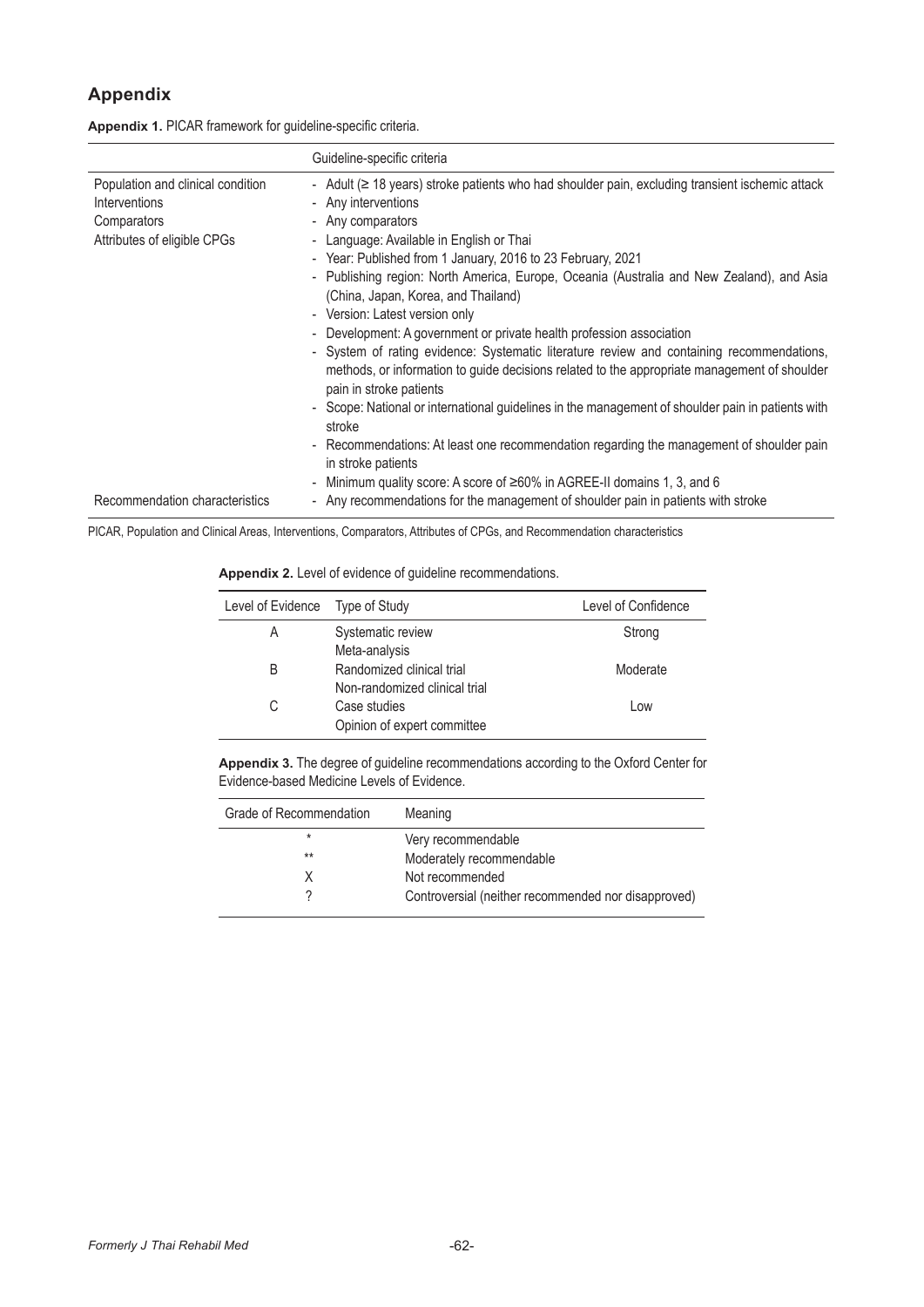## Appendix

**Appendix 1.** PICAR framework for guideline-specific criteria.

| | Guideline-specific criteria |
|---|---|
| Population and clinical condition | - Adult (≥ 18 years) stroke patients who had shoulder pain, excluding transient ischemic attack |
| Interventions | - Any interventions |
| Comparators | - Any comparators |
| Attributes of eligible CPGs | - Language: Available in English or Thai<br>- Year: Published from 1 January, 2016 to 23 February, 2021<br>- Publishing region: North America, Europe, Oceania (Australia and New Zealand), and Asia (China, Japan, Korea, and Thailand)<br>- Version: Latest version only<br>- Development: A government or private health profession association<br>- System of rating evidence: Systematic literature review and containing recommendations, methods, or information to guide decisions related to the appropriate management of shoulder pain in stroke patients<br>- Scope: National or international guidelines in the management of shoulder pain in patients with stroke<br>- Recommendations: At least one recommendation regarding the management of shoulder pain in stroke patients<br>- Minimum quality score: A score of ≥60% in AGREE-II domains 1, 3, and 6 |
| Recommendation characteristics | - Any recommendations for the management of shoulder pain in patients with stroke |

PICAR, Population and Clinical Areas, Interventions, Comparators, Attributes of CPGs, and Recommendation characteristics

**Appendix 2.** Level of evidence of guideline recommendations.

| Level of Evidence | Type of Study | Level of Confidence |
|---|---|---|
| A | Systematic review<br>Meta-analysis | Strong |
| B | Randomized clinical trial<br>Non-randomized clinical trial | Moderate |
| C | Case studies<br>Opinion of expert committee | Low |

**Appendix 3.** The degree of guideline recommendations according to the Oxford Center for Evidence-based Medicine Levels of Evidence.

| Grade of Recommendation | Meaning |
|---|---|
| * | Very recommendable |
| ** | Moderately recommendable |
| X | Not recommended |
| ? | Controversial (neither recommended nor disapproved) |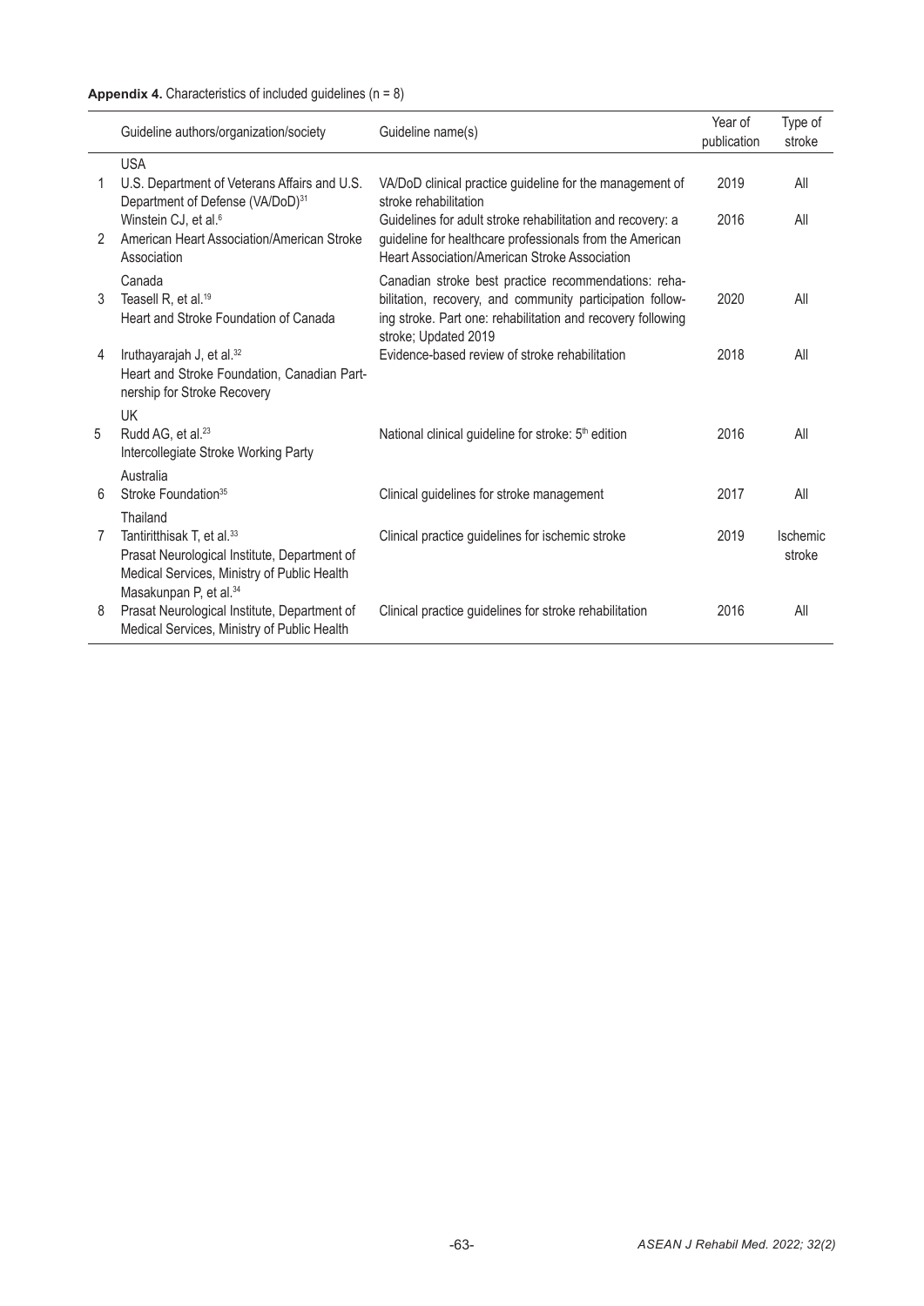**Appendix 4.** Characteristics of included guidelines (n = 8)

| | Guideline authors/organization/society | Guideline name(s) | Year of publication | Type of stroke |
|---|---|---|---|---|
| | USA | | | |
| 1 | U.S. Department of Veterans Affairs and U.S. Department of Defense (VA/DoD)[31] | VA/DoD clinical practice guideline for the management of stroke rehabilitation | 2019 | All |
| 2 | Winstein CJ, et al.[6] American Heart Association/American Stroke Association | Guidelines for adult stroke rehabilitation and recovery: a guideline for healthcare professionals from the American Heart Association/American Stroke Association | 2016 | All |
| | Canada | | | |
| 3 | Teasell R, et al.[19] Heart and Stroke Foundation of Canada | Canadian stroke best practice recommendations: rehabilitation, recovery, and community participation following stroke. Part one: rehabilitation and recovery following stroke; Updated 2019 | 2020 | All |
| 4 | Iruthayarajah J, et al.[32] Heart and Stroke Foundation, Canadian Partnership for Stroke Recovery | Evidence-based review of stroke rehabilitation | 2018 | All |
| | UK | | | |
| 5 | Rudd AG, et al.[23] Intercollegiate Stroke Working Party | National clinical guideline for stroke: 5th edition | 2016 | All |
| | Australia | | | |
| 6 | Stroke Foundation[35] | Clinical guidelines for stroke management | 2017 | All |
| | Thailand | | | |
| 7 | Tantiritthisak T, et al.[33] Prasat Neurological Institute, Department of Medical Services, Ministry of Public Health | Clinical practice guidelines for ischemic stroke | 2019 | Ischemic stroke |
| 8 | Masakunpan P, et al.[34] Prasat Neurological Institute, Department of Medical Services, Ministry of Public Health | Clinical practice guidelines for stroke rehabilitation | 2016 | All |